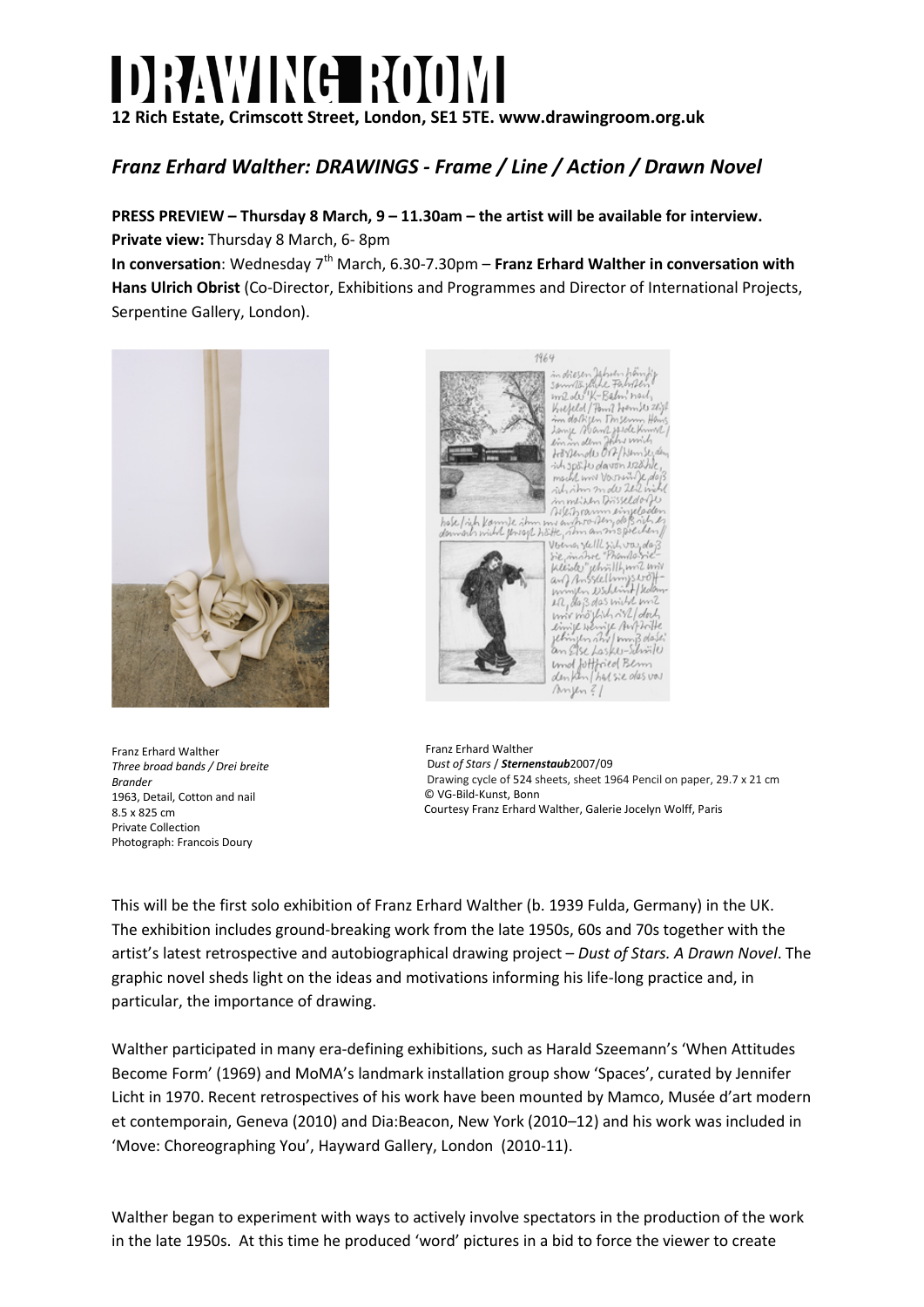# DRAWING ROOM

**12 Rich Estate, Crimscott Street, London, SE1 5TE. www.drawingroom.org.uk**

## *Franz Erhard Walther: DRAWINGS - Frame / Line / Action / Drawn Novel*

**PRESS PREVIEW – Thursday 8 March, 9 – 11.30am – the artist will be available for interview.**
**Private view:** Thursday 8 March, 6- 8pm
**In conversation**: Wednesday 7th March, 6.30-7.30pm – **Franz Erhard Walther in conversation with Hans Ulrich Obrist** (Co-Director, Exhibitions and Programmes and Director of International Projects, Serpentine Gallery, London).

Franz Erhard Walther
*Three broad bands / Drei breite Brander*
1963, Detail, Cotton and nail
8.5 x 825 cm
Private Collection
Photograph: Francois Doury

Franz Erhard Walther
D*ust of Stars* / ***Sternenstaub***2007/09
Drawing cycle of 524 sheets, sheet 1964 Pencil on paper, 29.7 x 21 cm
© VG-Bild-Kunst, Bonn
Courtesy Franz Erhard Walther, Galerie Jocelyn Wolff, Paris

This will be the first solo exhibition of Franz Erhard Walther (b. 1939 Fulda, Germany) in the UK. The exhibition includes ground-breaking work from the late 1950s, 60s and 70s together with the artist's latest retrospective and autobiographical drawing project – *Dust of Stars. A Drawn Novel*. The graphic novel sheds light on the ideas and motivations informing his life-long practice and, in particular, the importance of drawing.

Walther participated in many era-defining exhibitions, such as Harald Szeemann's 'When Attitudes Become Form' (1969) and MoMA's landmark installation group show 'Spaces', curated by Jennifer Licht in 1970. Recent retrospectives of his work have been mounted by Mamco, Musée d'art modern et contemporain, Geneva (2010) and Dia:Beacon, New York (2010–12) and his work was included in 'Move: Choreographing You', Hayward Gallery, London (2010-11).

Walther began to experiment with ways to actively involve spectators in the production of the work in the late 1950s. At this time he produced 'word' pictures in a bid to force the viewer to create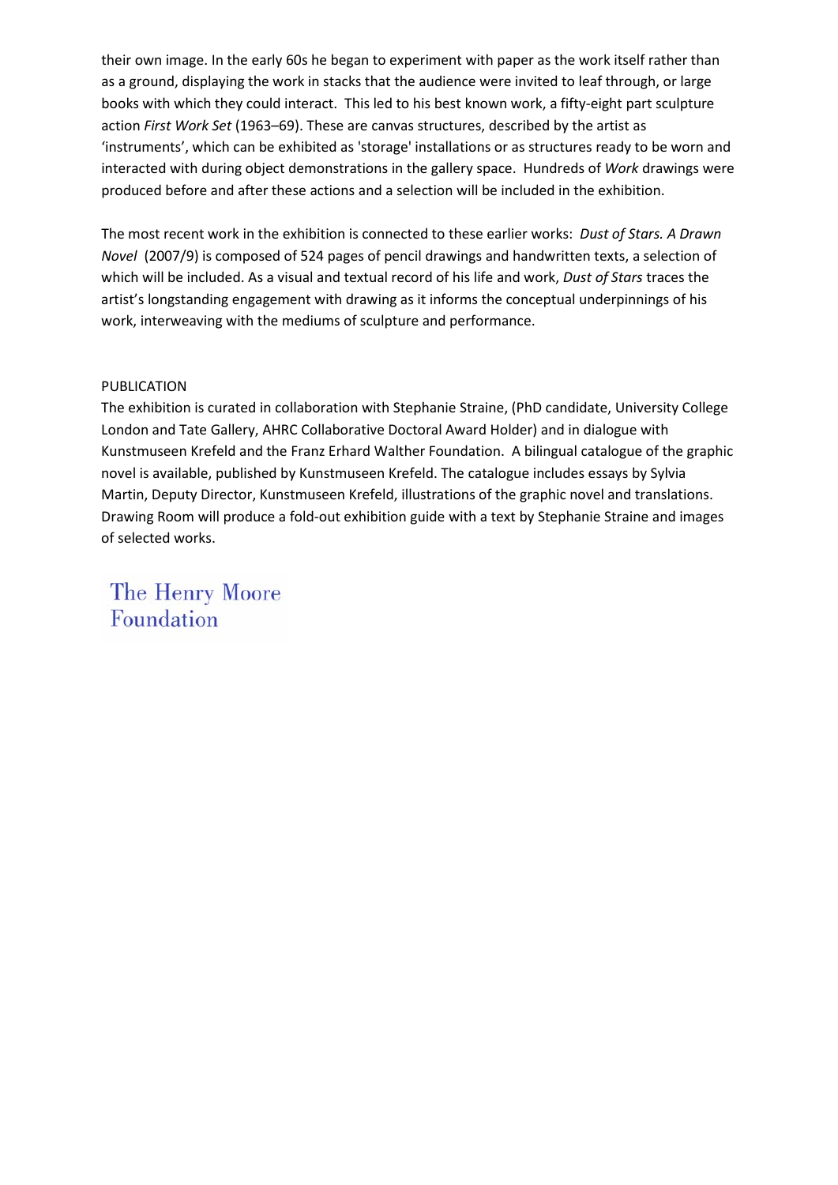their own image. In the early 60s he began to experiment with paper as the work itself rather than as a ground, displaying the work in stacks that the audience were invited to leaf through, or large books with which they could interact. This led to his best known work, a fifty-eight part sculpture action *First Work Set* (1963–69). These are canvas structures, described by the artist as 'instruments', which can be exhibited as 'storage' installations or as structures ready to be worn and interacted with during object demonstrations in the gallery space. Hundreds of *Work* drawings were produced before and after these actions and a selection will be included in the exhibition.

The most recent work in the exhibition is connected to these earlier works: *Dust of Stars. A Drawn Novel* (2007/9) is composed of 524 pages of pencil drawings and handwritten texts, a selection of which will be included. As a visual and textual record of his life and work, *Dust of Stars* traces the artist's longstanding engagement with drawing as it informs the conceptual underpinnings of his work, interweaving with the mediums of sculpture and performance.

PUBLICATION

The exhibition is curated in collaboration with Stephanie Straine, (PhD candidate, University College London and Tate Gallery, AHRC Collaborative Doctoral Award Holder) and in dialogue with Kunstmuseen Krefeld and the Franz Erhard Walther Foundation. A bilingual catalogue of the graphic novel is available, published by Kunstmuseen Krefeld. The catalogue includes essays by Sylvia Martin, Deputy Director, Kunstmuseen Krefeld, illustrations of the graphic novel and translations. Drawing Room will produce a fold-out exhibition guide with a text by Stephanie Straine and images of selected works.

The Henry Moore Foundation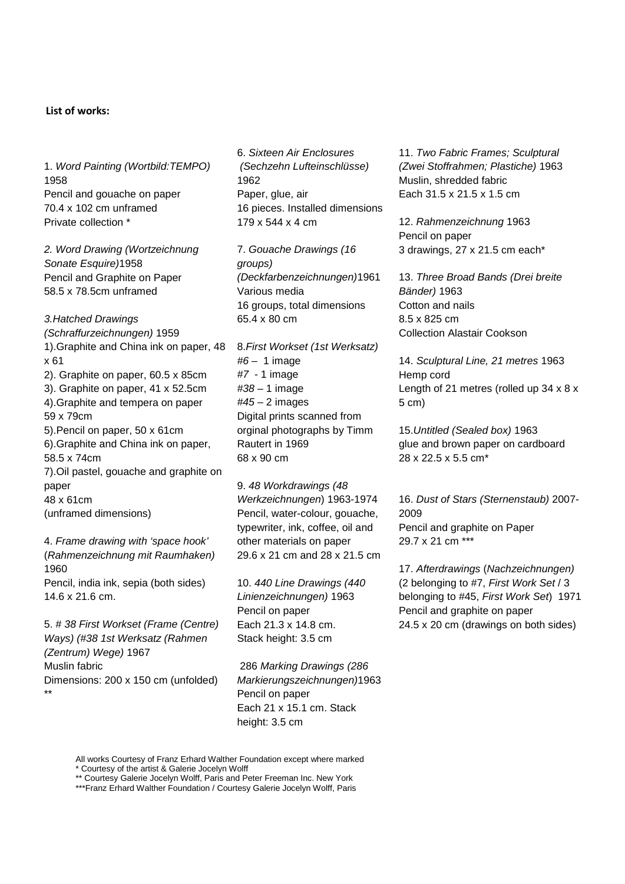**List of works:**

1. *Word Painting (Wortbild:TEMPO)* 1958
Pencil and gouache on paper
70.4 x 102 cm unframed
Private collection *

*2. Word Drawing (Wortzeichnung Sonate Esquire)*1958
Pencil and Graphite on Paper
58.5 x 78.5cm unframed

*3.Hatched Drawings (Schraffurzeichnungen)* 1959
1).Graphite and China ink on paper, 48 x 61
2). Graphite on paper, 60.5 x 85cm
3). Graphite on paper, 41 x 52.5cm
4).Graphite and tempera on paper 59 x 79cm
5).Pencil on paper, 50 x 61cm
6).Graphite and China ink on paper, 58.5 x 74cm
7).Oil pastel, gouache and graphite on paper
48 x 61cm
(unframed dimensions)

4. *Frame drawing with 'space hook'* (*Rahmenzeichnung mit Raumhaken)* 1960
Pencil, india ink, sepia (both sides)
14.6 x 21.6 cm.

5. *# 38 First Workset (Frame (Centre) Ways) (#38 1st Werksatz (Rahmen (Zentrum) Wege)* 1967
Muslin fabric
Dimensions: 200 x 150 cm (unfolded) **

6. *Sixteen Air Enclosures (Sechzehn Lufteinschlüsse)* 1962
Paper, glue, air
16 pieces. Installed dimensions 179 x 544 x 4 cm

7. *Gouache Drawings (16 groups) (Deckfarbenzeichnungen)*1961
Various media
16 groups, total dimensions 65.4 x 80 cm

8.*First Workset (1st Werksatz)*
*#6* – 1 image
*#7* - 1 image
*#38* – 1 image
*#45* – 2 images
Digital prints scanned from orginal photographs by Timm Rautert in 1969
68 x 90 cm

9. *48 Workdrawings (48 Werkzeichnungen*) 1963-1974
Pencil, water-colour, gouache, typewriter, ink, coffee, oil and other materials on paper
29.6 x 21 cm and 28 x 21.5 cm

10. *440 Line Drawings (440 Linienzeichnungen)* 1963
Pencil on paper
Each 21.3 x 14.8 cm.
Stack height: 3.5 cm

286 *Marking Drawings (286 Markierungszeichnungen)*1963
Pencil on paper
Each 21 x 15.1 cm. Stack height: 3.5 cm

11. *Two Fabric Frames; Sculptural (Zwei Stoffrahmen; Plastiche)* 1963
Muslin, shredded fabric
Each 31.5 x 21.5 x 1.5 cm

12. *Rahmenzeichnung* 1963
Pencil on paper
3 drawings, 27 x 21.5 cm each*

13. *Three Broad Bands (Drei breite Bänder)* 1963
Cotton and nails
8.5 x 825 cm
Collection Alastair Cookson

14. *Sculptural Line, 21 metres* 1963
Hemp cord
Length of 21 metres (rolled up 34 x 8 x 5 cm)

15.*Untitled (Sealed box)* 1963
glue and brown paper on cardboard
28 x 22.5 x 5.5 cm*

16. *Dust of Stars (Sternenstaub)* 2007-2009
Pencil and graphite on Paper
29.7 x 21 cm ***

17. *Afterdrawings* (*Nachzeichnungen)* (2 belonging to #7, *First Work Set* / 3 belonging to #45, *First Work Set*) 1971
Pencil and graphite on paper
24.5 x 20 cm (drawings on both sides)

All works Courtesy of Franz Erhard Walther Foundation except where marked
* Courtesy of the artist & Galerie Jocelyn Wolff
** Courtesy Galerie Jocelyn Wolff, Paris and Peter Freeman Inc. New York
***Franz Erhard Walther Foundation / Courtesy Galerie Jocelyn Wolff, Paris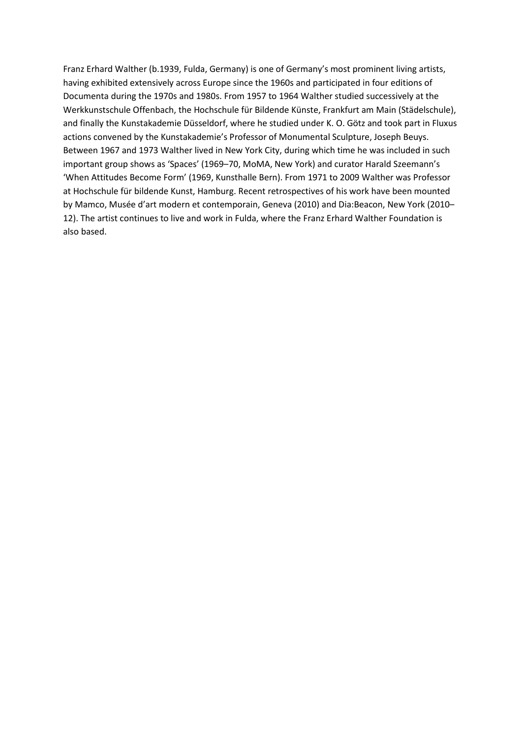Franz Erhard Walther (b.1939, Fulda, Germany) is one of Germany's most prominent living artists, having exhibited extensively across Europe since the 1960s and participated in four editions of Documenta during the 1970s and 1980s. From 1957 to 1964 Walther studied successively at the Werkkunstschule Offenbach, the Hochschule für Bildende Künste, Frankfurt am Main (Städelschule), and finally the Kunstakademie Düsseldorf, where he studied under K. O. Götz and took part in Fluxus actions convened by the Kunstakademie's Professor of Monumental Sculpture, Joseph Beuys. Between 1967 and 1973 Walther lived in New York City, during which time he was included in such important group shows as 'Spaces' (1969–70, MoMA, New York) and curator Harald Szeemann's 'When Attitudes Become Form' (1969, Kunsthalle Bern). From 1971 to 2009 Walther was Professor at Hochschule für bildende Kunst, Hamburg. Recent retrospectives of his work have been mounted by Mamco, Musée d'art modern et contemporain, Geneva (2010) and Dia:Beacon, New York (2010–12). The artist continues to live and work in Fulda, where the Franz Erhard Walther Foundation is also based.